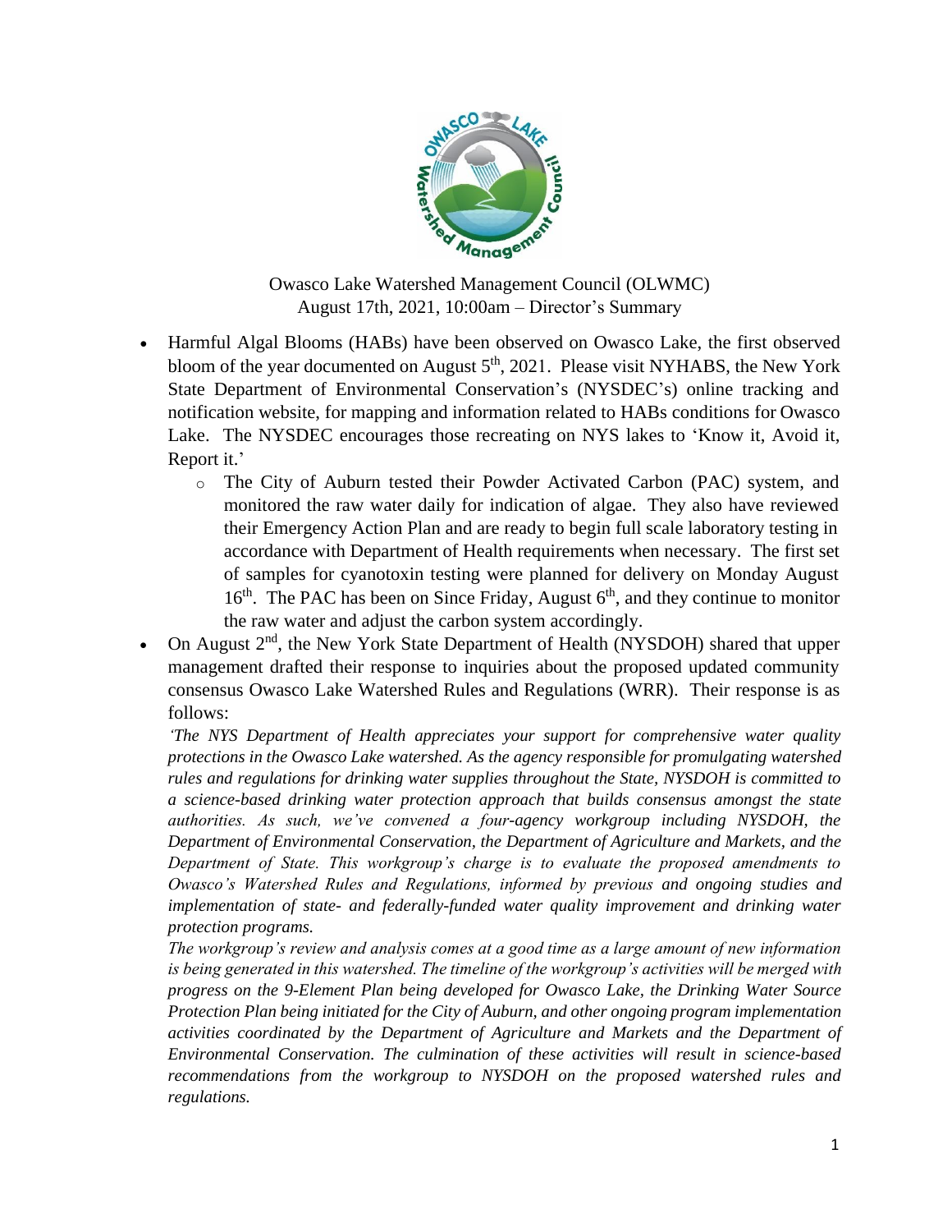Owasco Lake Watershed Management Council (OLWMC)
August 17th, 2021, 10:00am – Director's Summary

- Harmful Algal Blooms (HABs) have been observed on Owasco Lake, the first observed bloom of the year documented on August 5th, 2021. Please visit NYHABS, the New York State Department of Environmental Conservation's (NYSDEC's) online tracking and notification website, for mapping and information related to HABs conditions for Owasco Lake. The NYSDEC encourages those recreating on NYS lakes to 'Know it, Avoid it, Report it.'
  - The City of Auburn tested their Powder Activated Carbon (PAC) system, and monitored the raw water daily for indication of algae. They also have reviewed their Emergency Action Plan and are ready to begin full scale laboratory testing in accordance with Department of Health requirements when necessary. The first set of samples for cyanotoxin testing were planned for delivery on Monday August 16th. The PAC has been on Since Friday, August 6th, and they continue to monitor the raw water and adjust the carbon system accordingly.
- On August 2nd, the New York State Department of Health (NYSDOH) shared that upper management drafted their response to inquiries about the proposed updated community consensus Owasco Lake Watershed Rules and Regulations (WRR). Their response is as follows:

  *'The NYS Department of Health appreciates your support for comprehensive water quality protections in the Owasco Lake watershed. As the agency responsible for promulgating watershed rules and regulations for drinking water supplies throughout the State, NYSDOH is committed to a science-based drinking water protection approach that builds consensus amongst the state authorities. As such, we've convened a four-agency workgroup including NYSDOH, the Department of Environmental Conservation, the Department of Agriculture and Markets, and the Department of State. This workgroup's charge is to evaluate the proposed amendments to Owasco's Watershed Rules and Regulations, informed by previous and ongoing studies and implementation of state- and federally-funded water quality improvement and drinking water protection programs.*

  *The workgroup's review and analysis comes at a good time as a large amount of new information is being generated in this watershed. The timeline of the workgroup's activities will be merged with progress on the 9-Element Plan being developed for Owasco Lake, the Drinking Water Source Protection Plan being initiated for the City of Auburn, and other ongoing program implementation activities coordinated by the Department of Agriculture and Markets and the Department of Environmental Conservation. The culmination of these activities will result in science-based recommendations from the workgroup to NYSDOH on the proposed watershed rules and regulations.*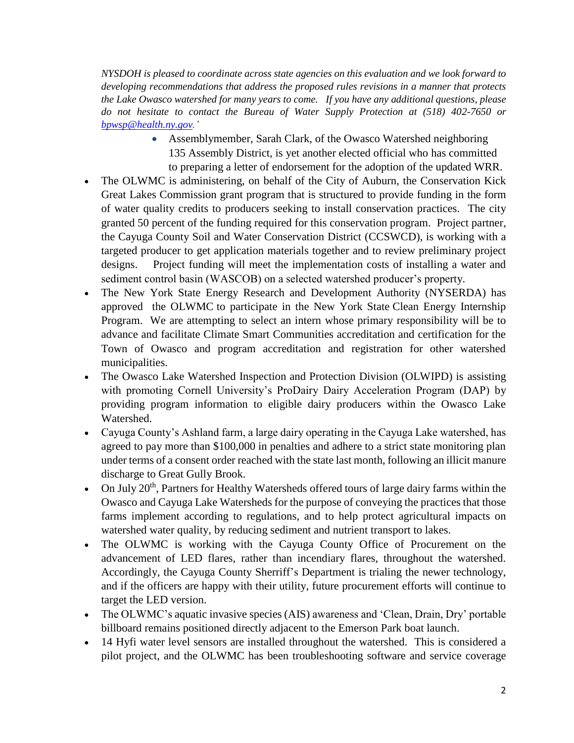*NYSDOH is pleased to coordinate across state agencies on this evaluation and we look forward to developing recommendations that address the proposed rules revisions in a manner that protects the Lake Owasco watershed for many years to come. If you have any additional questions, please do not hesitate to contact the Bureau of Water Supply Protection at (518) 402-7650 or [bpwsp@health.ny.gov](mailto:bpwsp@health.ny.gov).'*

  - Assemblymember, Sarah Clark, of the Owasco Watershed neighboring 135 Assembly District, is yet another elected official who has committed to preparing a letter of endorsement for the adoption of the updated WRR.

- The OLWMC is administering, on behalf of the City of Auburn, the Conservation Kick Great Lakes Commission grant program that is structured to provide funding in the form of water quality credits to producers seeking to install conservation practices. The city granted 50 percent of the funding required for this conservation program. Project partner, the Cayuga County Soil and Water Conservation District (CCSWCD), is working with a targeted producer to get application materials together and to review preliminary project designs. Project funding will meet the implementation costs of installing a water and sediment control basin (WASCOB) on a selected watershed producer's property.
- The New York State Energy Research and Development Authority (NYSERDA) has approved the OLWMC to participate in the New York State Clean Energy Internship Program. We are attempting to select an intern whose primary responsibility will be to advance and facilitate Climate Smart Communities accreditation and certification for the Town of Owasco and program accreditation and registration for other watershed municipalities.
- The Owasco Lake Watershed Inspection and Protection Division (OLWIPD) is assisting with promoting Cornell University's ProDairy Dairy Acceleration Program (DAP) by providing program information to eligible dairy producers within the Owasco Lake Watershed.
- Cayuga County's Ashland farm, a large dairy operating in the Cayuga Lake watershed, has agreed to pay more than $100,000 in penalties and adhere to a strict state monitoring plan under terms of a consent order reached with the state last month, following an illicit manure discharge to Great Gully Brook.
- On July 20th, Partners for Healthy Watersheds offered tours of large dairy farms within the Owasco and Cayuga Lake Watersheds for the purpose of conveying the practices that those farms implement according to regulations, and to help protect agricultural impacts on watershed water quality, by reducing sediment and nutrient transport to lakes.
- The OLWMC is working with the Cayuga County Office of Procurement on the advancement of LED flares, rather than incendiary flares, throughout the watershed. Accordingly, the Cayuga County Sherriff's Department is trialing the newer technology, and if the officers are happy with their utility, future procurement efforts will continue to target the LED version.
- The OLWMC's aquatic invasive species (AIS) awareness and 'Clean, Drain, Dry' portable billboard remains positioned directly adjacent to the Emerson Park boat launch.
- 14 Hyfi water level sensors are installed throughout the watershed. This is considered a pilot project, and the OLWMC has been troubleshooting software and service coverage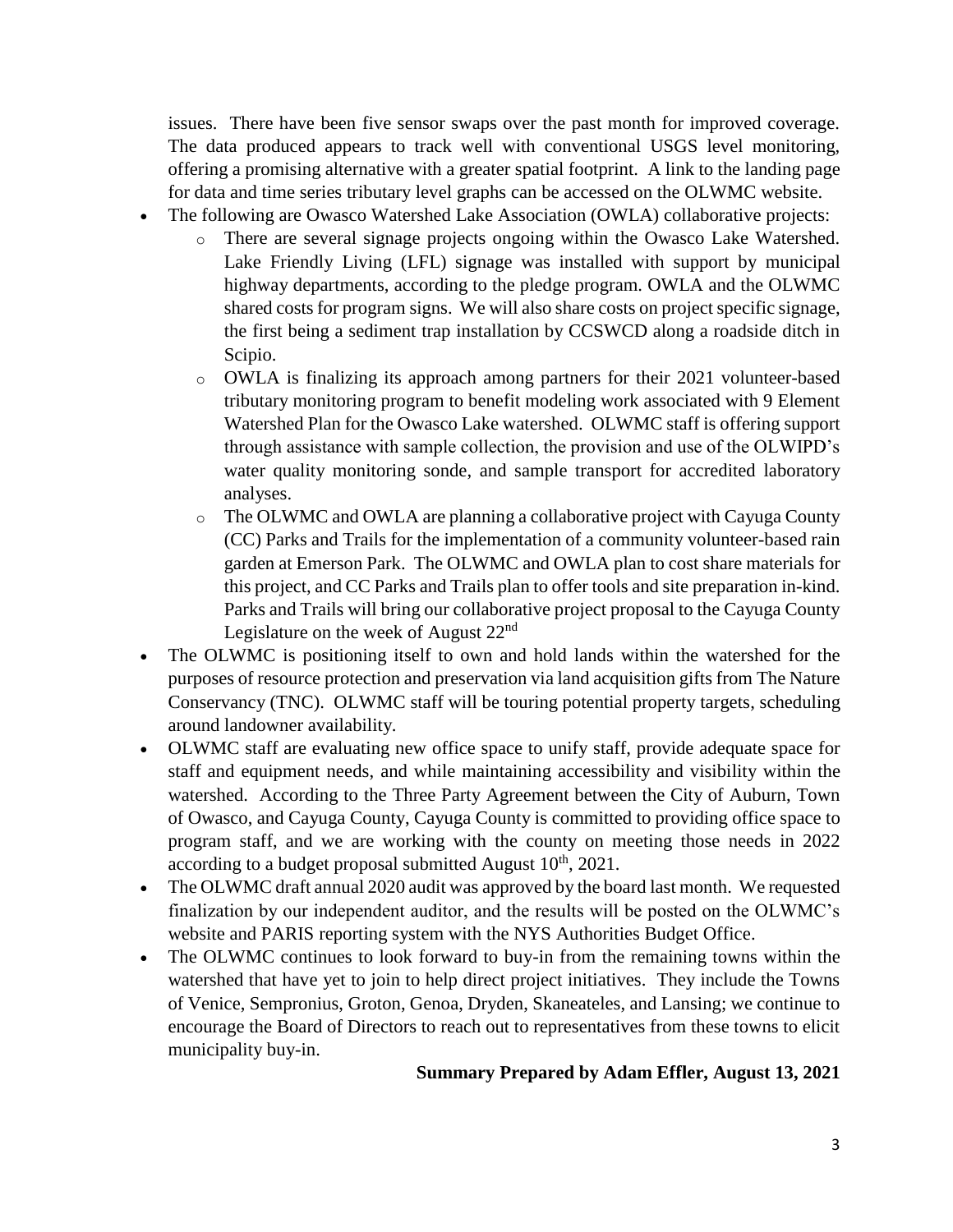issues. There have been five sensor swaps over the past month for improved coverage. The data produced appears to track well with conventional USGS level monitoring, offering a promising alternative with a greater spatial footprint. A link to the landing page for data and time series tributary level graphs can be accessed on the OLWMC website.

- The following are Owasco Watershed Lake Association (OWLA) collaborative projects:
  - There are several signage projects ongoing within the Owasco Lake Watershed. Lake Friendly Living (LFL) signage was installed with support by municipal highway departments, according to the pledge program. OWLA and the OLWMC shared costs for program signs. We will also share costs on project specific signage, the first being a sediment trap installation by CCSWCD along a roadside ditch in Scipio.
  - OWLA is finalizing its approach among partners for their 2021 volunteer-based tributary monitoring program to benefit modeling work associated with 9 Element Watershed Plan for the Owasco Lake watershed. OLWMC staff is offering support through assistance with sample collection, the provision and use of the OLWIPD's water quality monitoring sonde, and sample transport for accredited laboratory analyses.
  - The OLWMC and OWLA are planning a collaborative project with Cayuga County (CC) Parks and Trails for the implementation of a community volunteer-based rain garden at Emerson Park. The OLWMC and OWLA plan to cost share materials for this project, and CC Parks and Trails plan to offer tools and site preparation in-kind. Parks and Trails will bring our collaborative project proposal to the Cayuga County Legislature on the week of August 22nd
- The OLWMC is positioning itself to own and hold lands within the watershed for the purposes of resource protection and preservation via land acquisition gifts from The Nature Conservancy (TNC). OLWMC staff will be touring potential property targets, scheduling around landowner availability.
- OLWMC staff are evaluating new office space to unify staff, provide adequate space for staff and equipment needs, and while maintaining accessibility and visibility within the watershed. According to the Three Party Agreement between the City of Auburn, Town of Owasco, and Cayuga County, Cayuga County is committed to providing office space to program staff, and we are working with the county on meeting those needs in 2022 according to a budget proposal submitted August 10th, 2021.
- The OLWMC draft annual 2020 audit was approved by the board last month. We requested finalization by our independent auditor, and the results will be posted on the OLWMC's website and PARIS reporting system with the NYS Authorities Budget Office.
- The OLWMC continues to look forward to buy-in from the remaining towns within the watershed that have yet to join to help direct project initiatives. They include the Towns of Venice, Sempronius, Groton, Genoa, Dryden, Skaneateles, and Lansing; we continue to encourage the Board of Directors to reach out to representatives from these towns to elicit municipality buy-in.

**Summary Prepared by Adam Effler, August 13, 2021**